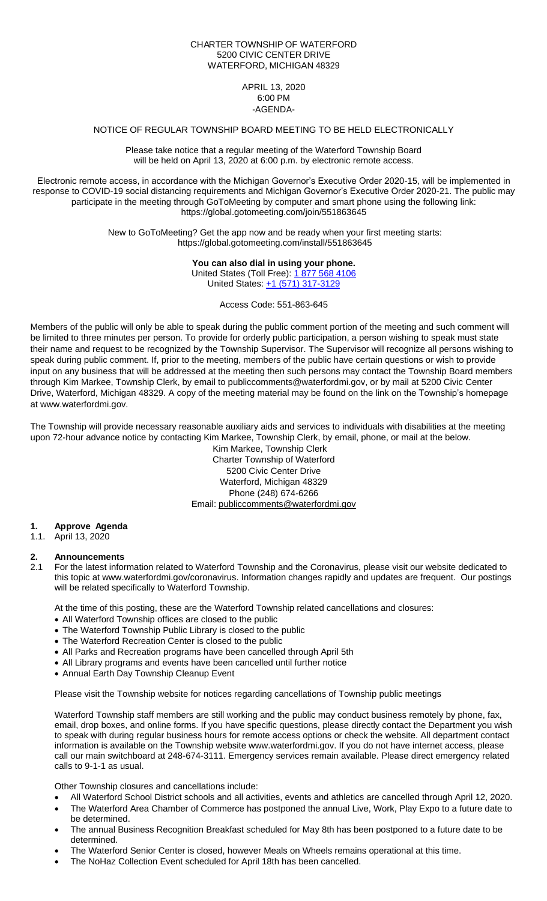CHARTER TOWNSHIP OF WATERFORD
5200 CIVIC CENTER DRIVE
WATERFORD, MICHIGAN 48329

APRIL 13, 2020
6:00 PM
-AGENDA-

NOTICE OF REGULAR TOWNSHIP BOARD MEETING TO BE HELD ELECTRONICALLY

Please take notice that a regular meeting of the Waterford Township Board will be held on April 13, 2020 at 6:00 p.m. by electronic remote access.

Electronic remote access, in accordance with the Michigan Governor's Executive Order 2020-15, will be implemented in response to COVID-19 social distancing requirements and Michigan Governor's Executive Order 2020-21. The public may participate in the meeting through GoToMeeting by computer and smart phone using the following link: https://global.gotomeeting.com/join/551863645

New to GoToMeeting? Get the app now and be ready when your first meeting starts: https://global.gotomeeting.com/install/551863645

**You can also dial in using your phone.**
United States (Toll Free): 1 877 568 4106
United States: +1 (571) 317-3129

Access Code: 551-863-645

Members of the public will only be able to speak during the public comment portion of the meeting and such comment will be limited to three minutes per person. To provide for orderly public participation, a person wishing to speak must state their name and request to be recognized by the Township Supervisor. The Supervisor will recognize all persons wishing to speak during public comment. If, prior to the meeting, members of the public have certain questions or wish to provide input on any business that will be addressed at the meeting then such persons may contact the Township Board members through Kim Markee, Township Clerk, by email to publiccomments@waterfordmi.gov, or by mail at 5200 Civic Center Drive, Waterford, Michigan 48329. A copy of the meeting material may be found on the link on the Township's homepage at www.waterfordmi.gov.

The Township will provide necessary reasonable auxiliary aids and services to individuals with disabilities at the meeting upon 72-hour advance notice by contacting Kim Markee, Township Clerk, by email, phone, or mail at the below.

Kim Markee, Township Clerk
Charter Township of Waterford
5200 Civic Center Drive
Waterford, Michigan 48329
Phone (248) 674-6266
Email: publiccomments@waterfordmi.gov

## 1. Approve Agenda

1.1. April 13, 2020

## 2. Announcements

2.1 For the latest information related to Waterford Township and the Coronavirus, please visit our website dedicated to this topic at www.waterfordmi.gov/coronavirus. Information changes rapidly and updates are frequent. Our postings will be related specifically to Waterford Township.

At the time of this posting, these are the Waterford Township related cancellations and closures:

- All Waterford Township offices are closed to the public
- The Waterford Township Public Library is closed to the public
- The Waterford Recreation Center is closed to the public
- All Parks and Recreation programs have been cancelled through April 5th
- All Library programs and events have been cancelled until further notice
- Annual Earth Day Township Cleanup Event

Please visit the Township website for notices regarding cancellations of Township public meetings

Waterford Township staff members are still working and the public may conduct business remotely by phone, fax, email, drop boxes, and online forms. If you have specific questions, please directly contact the Department you wish to speak with during regular business hours for remote access options or check the website. All department contact information is available on the Township website www.waterfordmi.gov. If you do not have internet access, please call our main switchboard at 248-674-3111. Emergency services remain available. Please direct emergency related calls to 9-1-1 as usual.

Other Township closures and cancellations include:

- All Waterford School District schools and all activities, events and athletics are cancelled through April 12, 2020.
- The Waterford Area Chamber of Commerce has postponed the annual Live, Work, Play Expo to a future date to be determined.
- The annual Business Recognition Breakfast scheduled for May 8th has been postponed to a future date to be determined.
- The Waterford Senior Center is closed, however Meals on Wheels remains operational at this time.
- The NoHaz Collection Event scheduled for April 18th has been cancelled.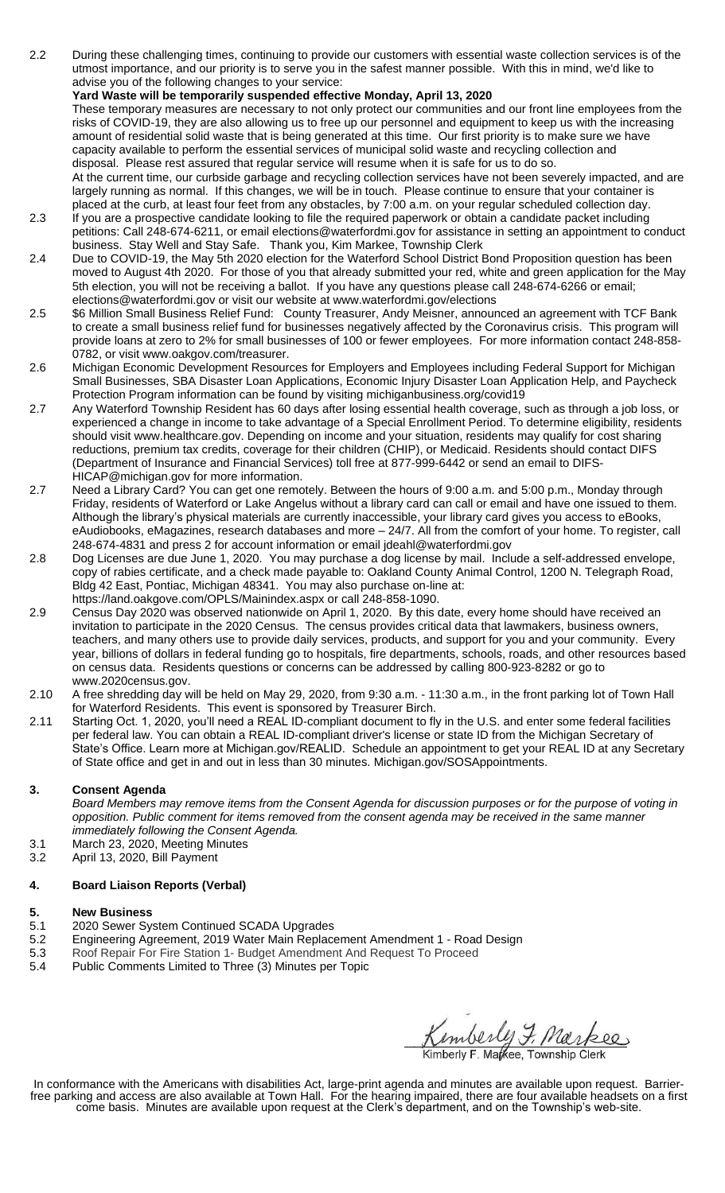2.2 During these challenging times, continuing to provide our customers with essential waste collection services is of the utmost importance, and our priority is to serve you in the safest manner possible. With this in mind, we'd like to advise you of the following changes to your service:

**Yard Waste will be temporarily suspended effective Monday, April 13, 2020**

These temporary measures are necessary to not only protect our communities and our front line employees from the risks of COVID-19, they are also allowing us to free up our personnel and equipment to keep us with the increasing amount of residential solid waste that is being generated at this time. Our first priority is to make sure we have capacity available to perform the essential services of municipal solid waste and recycling collection and disposal. Please rest assured that regular service will resume when it is safe for us to do so.

At the current time, our curbside garbage and recycling collection services have not been severely impacted, and are largely running as normal. If this changes, we will be in touch. Please continue to ensure that your container is placed at the curb, at least four feet from any obstacles, by 7:00 a.m. on your regular scheduled collection day.

2.3 If you are a prospective candidate looking to file the required paperwork or obtain a candidate packet including petitions: Call 248-674-6211, or email elections@waterfordmi.gov for assistance in setting an appointment to conduct business. Stay Well and Stay Safe. Thank you, Kim Markee, Township Clerk

2.4 Due to COVID-19, the May 5th 2020 election for the Waterford School District Bond Proposition question has been moved to August 4th 2020. For those of you that already submitted your red, white and green application for the May 5th election, you will not be receiving a ballot. If you have any questions please call 248-674-6266 or email; elections@waterfordmi.gov or visit our website at www.waterfordmi.gov/elections

2.5 $6 Million Small Business Relief Fund: County Treasurer, Andy Meisner, announced an agreement with TCF Bank to create a small business relief fund for businesses negatively affected by the Coronavirus crisis. This program will provide loans at zero to 2% for small businesses of 100 or fewer employees. For more information contact 248-858-0782, or visit www.oakgov.com/treasurer.

2.6 Michigan Economic Development Resources for Employers and Employees including Federal Support for Michigan Small Businesses, SBA Disaster Loan Applications, Economic Injury Disaster Loan Application Help, and Paycheck Protection Program information can be found by visiting michiganbusiness.org/covid19

2.7 Any Waterford Township Resident has 60 days after losing essential health coverage, such as through a job loss, or experienced a change in income to take advantage of a Special Enrollment Period. To determine eligibility, residents should visit www.healthcare.gov. Depending on income and your situation, residents may qualify for cost sharing reductions, premium tax credits, coverage for their children (CHIP), or Medicaid. Residents should contact DIFS (Department of Insurance and Financial Services) toll free at 877-999-6442 or send an email to DIFS-HICAP@michigan.gov for more information.

2.7 Need a Library Card? You can get one remotely. Between the hours of 9:00 a.m. and 5:00 p.m., Monday through Friday, residents of Waterford or Lake Angelus without a library card can call or email and have one issued to them. Although the library's physical materials are currently inaccessible, your library card gives you access to eBooks, eAudiobooks, eMagazines, research databases and more – 24/7. All from the comfort of your home. To register, call 248-674-4831 and press 2 for account information or email jdeahl@waterfordmi.gov

2.8 Dog Licenses are due June 1, 2020. You may purchase a dog license by mail. Include a self-addressed envelope, copy of rabies certificate, and a check made payable to: Oakland County Animal Control, 1200 N. Telegraph Road, Bldg 42 East, Pontiac, Michigan 48341. You may also purchase on-line at: https://land.oakgove.com/OPLS/Mainindex.aspx or call 248-858-1090.

2.9 Census Day 2020 was observed nationwide on April 1, 2020. By this date, every home should have received an invitation to participate in the 2020 Census. The census provides critical data that lawmakers, business owners, teachers, and many others use to provide daily services, products, and support for you and your community. Every year, billions of dollars in federal funding go to hospitals, fire departments, schools, roads, and other resources based on census data. Residents questions or concerns can be addressed by calling 800-923-8282 or go to www.2020census.gov.

2.10 A free shredding day will be held on May 29, 2020, from 9:30 a.m. - 11:30 a.m., in the front parking lot of Town Hall for Waterford Residents. This event is sponsored by Treasurer Birch.

2.11 Starting Oct. 1, 2020, you'll need a REAL ID-compliant document to fly in the U.S. and enter some federal facilities per federal law. You can obtain a REAL ID-compliant driver's license or state ID from the Michigan Secretary of State's Office. Learn more at Michigan.gov/REALID. Schedule an appointment to get your REAL ID at any Secretary of State office and get in and out in less than 30 minutes. Michigan.gov/SOSAppointments.

## 3. Consent Agenda

*Board Members may remove items from the Consent Agenda for discussion purposes or for the purpose of voting in opposition. Public comment for items removed from the consent agenda may be received in the same manner immediately following the Consent Agenda.*

3.1 March 23, 2020, Meeting Minutes
3.2 April 13, 2020, Bill Payment

## 4. Board Liaison Reports (Verbal)

## 5. New Business

5.1 2020 Sewer System Continued SCADA Upgrades
5.2 Engineering Agreement, 2019 Water Main Replacement Amendment 1 - Road Design
5.3 Roof Repair For Fire Station 1- Budget Amendment And Request To Proceed
5.4 Public Comments Limited to Three (3) Minutes per Topic

Kimberly F. Markee

Kimberly F. Markee, Township Clerk

In conformance with the Americans with disabilities Act, large-print agenda and minutes are available upon request. Barrier-free parking and access are also available at Town Hall. For the hearing impaired, there are four available headsets on a first come basis. Minutes are available upon request at the Clerk's department, and on the Township's web-site.